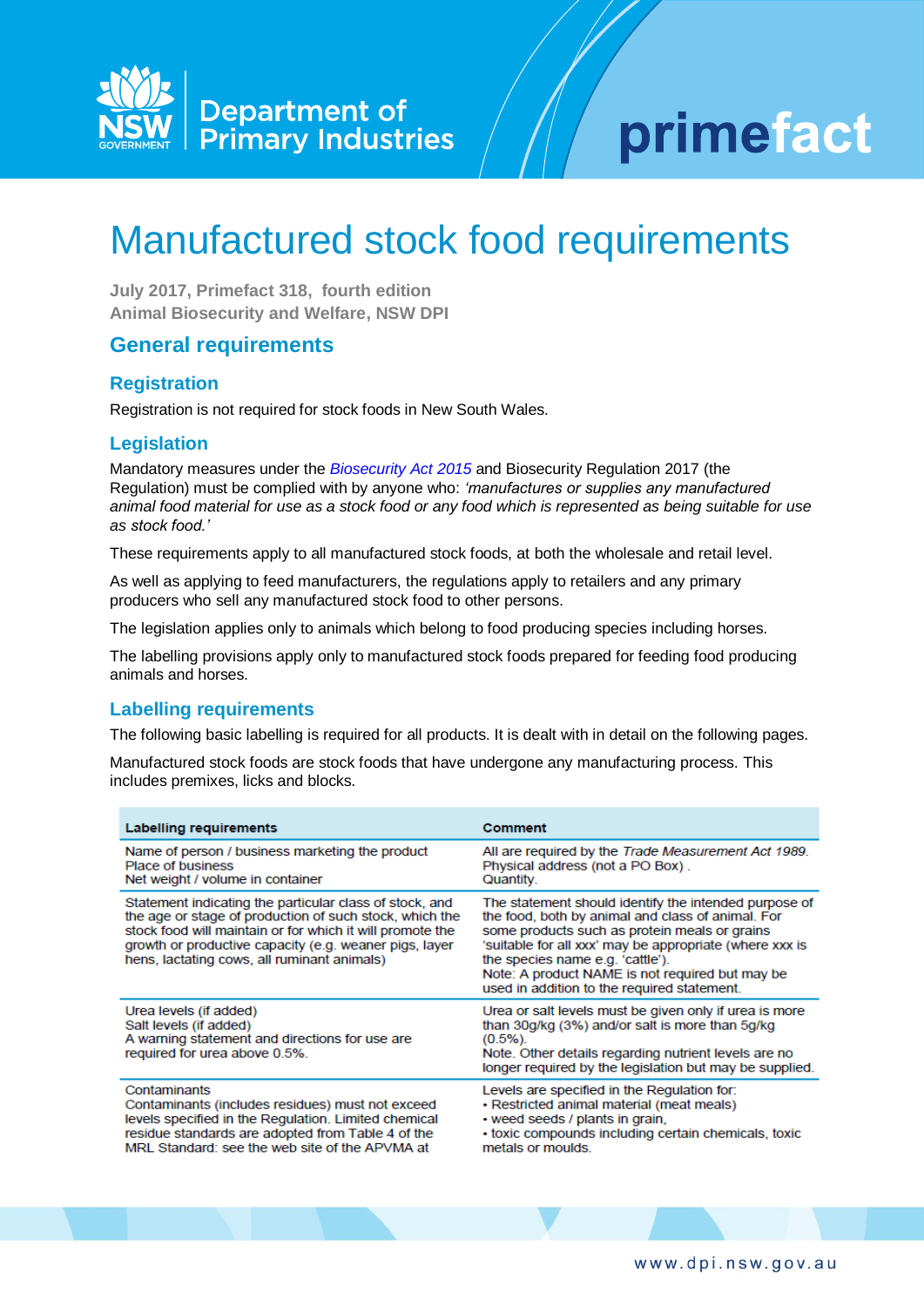# Manufactured stock food requirements

**July 2017, Primefact 318, fourth edition**
**Animal Biosecurity and Welfare, NSW DPI**

## General requirements

### Registration

Registration is not required for stock foods in New South Wales.

### Legislation

Mandatory measures under the *Biosecurity Act 2015* and Biosecurity Regulation 2017 (the Regulation) must be complied with by anyone who: *'manufactures or supplies any manufactured animal food material for use as a stock food or any food which is represented as being suitable for use as stock food.'*

These requirements apply to all manufactured stock foods, at both the wholesale and retail level.

As well as applying to feed manufacturers, the regulations apply to retailers and any primary producers who sell any manufactured stock food to other persons.

The legislation applies only to animals which belong to food producing species including horses.

The labelling provisions apply only to manufactured stock foods prepared for feeding food producing animals and horses.

### Labelling requirements

The following basic labelling is required for all products. It is dealt with in detail on the following pages.

Manufactured stock foods are stock foods that have undergone any manufacturing process. This includes premixes, licks and blocks.

| Labelling requirements | Comment |
| --- | --- |
| Name of person / business marketing the product<br>Place of business<br>Net weight / volume in container | All are required by the *Trade Measurement Act 1989*.<br>Physical address (not a PO Box) .<br>Quantity. |
| Statement indicating the particular class of stock, and the age or stage of production of such stock, which the stock food will maintain or for which it will promote the growth or productive capacity (e.g. weaner pigs, layer hens, lactating cows, all ruminant animals) | The statement should identify the intended purpose of the food, both by animal and class of animal. For some products such as protein meals or grains 'suitable for all xxx' may be appropriate (where xxx is the species name e.g. 'cattle').<br>Note: A product NAME is not required but may be used in addition to the required statement. |
| Urea levels (if added)<br>Salt levels (if added)<br>A warning statement and directions for use are required for urea above 0.5%. | Urea or salt levels must be given only if urea is more than 30g/kg (3%) and/or salt is more than 5g/kg (0.5%).<br>Note. Other details regarding nutrient levels are no longer required by the legislation but may be supplied. |
| Contaminants<br>Contaminants (includes residues) must not exceed levels specified in the Regulation. Limited chemical residue standards are adopted from Table 4 of the MRL Standard: see the web site of the APVMA at | Levels are specified in the Regulation for:<br>• Restricted animal material (meat meals)<br>• weed seeds / plants in grain,<br>• toxic compounds including certain chemicals, toxic metals or moulds. |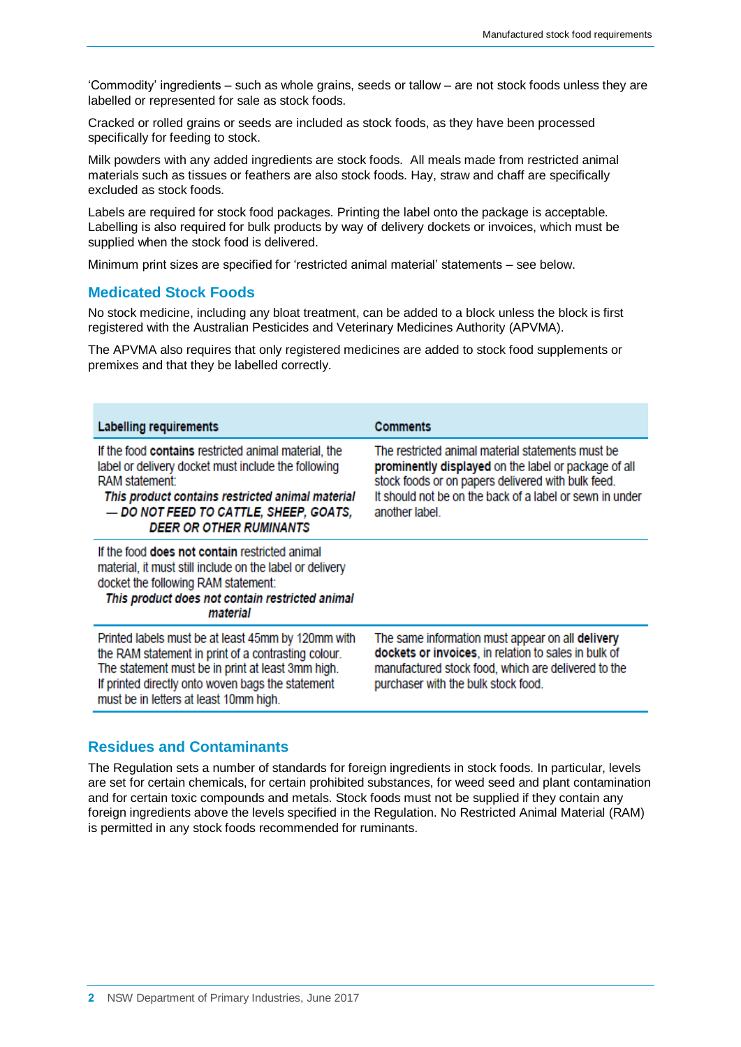'Commodity' ingredients – such as whole grains, seeds or tallow – are not stock foods unless they are labelled or represented for sale as stock foods.

Cracked or rolled grains or seeds are included as stock foods, as they have been processed specifically for feeding to stock.

Milk powders with any added ingredients are stock foods. All meals made from restricted animal materials such as tissues or feathers are also stock foods. Hay, straw and chaff are specifically excluded as stock foods.

Labels are required for stock food packages. Printing the label onto the package is acceptable. Labelling is also required for bulk products by way of delivery dockets or invoices, which must be supplied when the stock food is delivered.

Minimum print sizes are specified for 'restricted animal material' statements – see below.

## Medicated Stock Foods

No stock medicine, including any bloat treatment, can be added to a block unless the block is first registered with the Australian Pesticides and Veterinary Medicines Authority (APVMA).

The APVMA also requires that only registered medicines are added to stock food supplements or premixes and that they be labelled correctly.

| Labelling requirements | Comments |
|---|---|
| If the food **contains** restricted animal material, the label or delivery docket must include the following RAM statement: ***This product contains restricted animal material — DO NOT FEED TO CATTLE, SHEEP, GOATS, DEER OR OTHER RUMINANTS*** | The restricted animal material statements must be **prominently displayed** on the label or package of all stock foods or on papers delivered with bulk feed. It should not be on the back of a label or sewn in under another label. |
| If the food **does not contain** restricted animal material, it must still include on the label or delivery docket the following RAM statement: ***This product does not contain restricted animal material*** | |
| Printed labels must be at least 45mm by 120mm with the RAM statement in print of a contrasting colour. The statement must be in print at least 3mm high. If printed directly onto woven bags the statement must be in letters at least 10mm high. | The same information must appear on all **delivery dockets or invoices**, in relation to sales in bulk of manufactured stock food, which are delivered to the purchaser with the bulk stock food. |

## Residues and Contaminants

The Regulation sets a number of standards for foreign ingredients in stock foods. In particular, levels are set for certain chemicals, for certain prohibited substances, for weed seed and plant contamination and for certain toxic compounds and metals. Stock foods must not be supplied if they contain any foreign ingredients above the levels specified in the Regulation. No Restricted Animal Material (RAM) is permitted in any stock foods recommended for ruminants.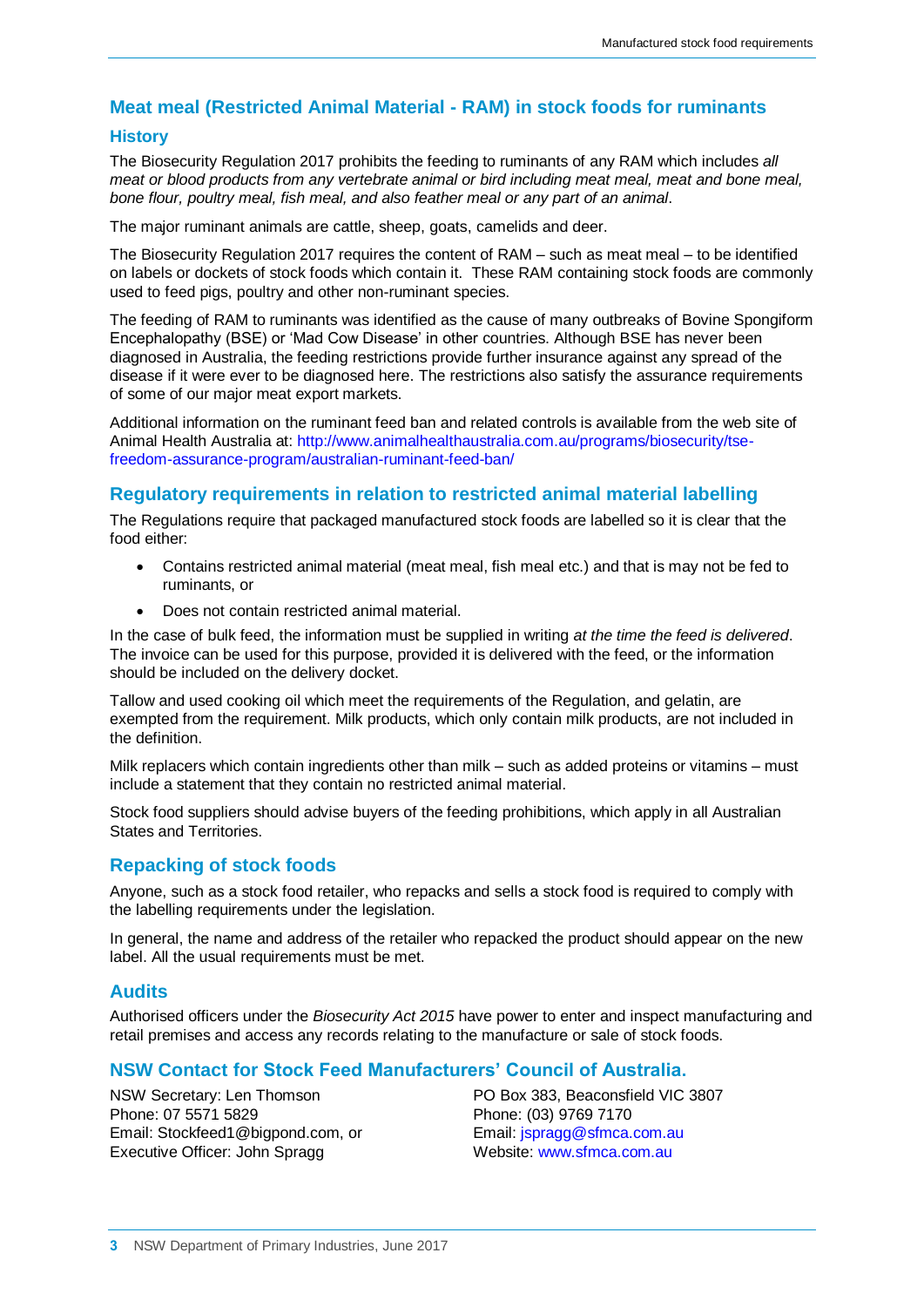## Meat meal (Restricted Animal Material - RAM) in stock foods for ruminants

### History

The Biosecurity Regulation 2017 prohibits the feeding to ruminants of any RAM which includes *all meat or blood products from any vertebrate animal or bird including meat meal, meat and bone meal, bone flour, poultry meal, fish meal, and also feather meal or any part of an animal*.

The major ruminant animals are cattle, sheep, goats, camelids and deer.

The Biosecurity Regulation 2017 requires the content of RAM – such as meat meal – to be identified on labels or dockets of stock foods which contain it. These RAM containing stock foods are commonly used to feed pigs, poultry and other non-ruminant species.

The feeding of RAM to ruminants was identified as the cause of many outbreaks of Bovine Spongiform Encephalopathy (BSE) or 'Mad Cow Disease' in other countries. Although BSE has never been diagnosed in Australia, the feeding restrictions provide further insurance against any spread of the disease if it were ever to be diagnosed here. The restrictions also satisfy the assurance requirements of some of our major meat export markets.

Additional information on the ruminant feed ban and related controls is available from the web site of Animal Health Australia at: http://www.animalhealthaustralia.com.au/programs/biosecurity/tse-freedom-assurance-program/australian-ruminant-feed-ban/

## Regulatory requirements in relation to restricted animal material labelling

The Regulations require that packaged manufactured stock foods are labelled so it is clear that the food either:

- Contains restricted animal material (meat meal, fish meal etc.) and that is may not be fed to ruminants, or
- Does not contain restricted animal material.

In the case of bulk feed, the information must be supplied in writing *at the time the feed is delivered*. The invoice can be used for this purpose, provided it is delivered with the feed, or the information should be included on the delivery docket.

Tallow and used cooking oil which meet the requirements of the Regulation, and gelatin, are exempted from the requirement. Milk products, which only contain milk products, are not included in the definition.

Milk replacers which contain ingredients other than milk – such as added proteins or vitamins – must include a statement that they contain no restricted animal material.

Stock food suppliers should advise buyers of the feeding prohibitions, which apply in all Australian States and Territories.

## Repacking of stock foods

Anyone, such as a stock food retailer, who repacks and sells a stock food is required to comply with the labelling requirements under the legislation.

In general, the name and address of the retailer who repacked the product should appear on the new label. All the usual requirements must be met.

## Audits

Authorised officers under the *Biosecurity Act 2015* have power to enter and inspect manufacturing and retail premises and access any records relating to the manufacture or sale of stock foods.

## NSW Contact for Stock Feed Manufacturers' Council of Australia.

NSW Secretary: Len Thomson
Phone: 07 5571 5829
Email: Stockfeed1@bigpond.com, or
Executive Officer: John Spragg

PO Box 383, Beaconsfield VIC 3807
Phone: (03) 9769 7170
Email: jspragg@sfmca.com.au
Website: www.sfmca.com.au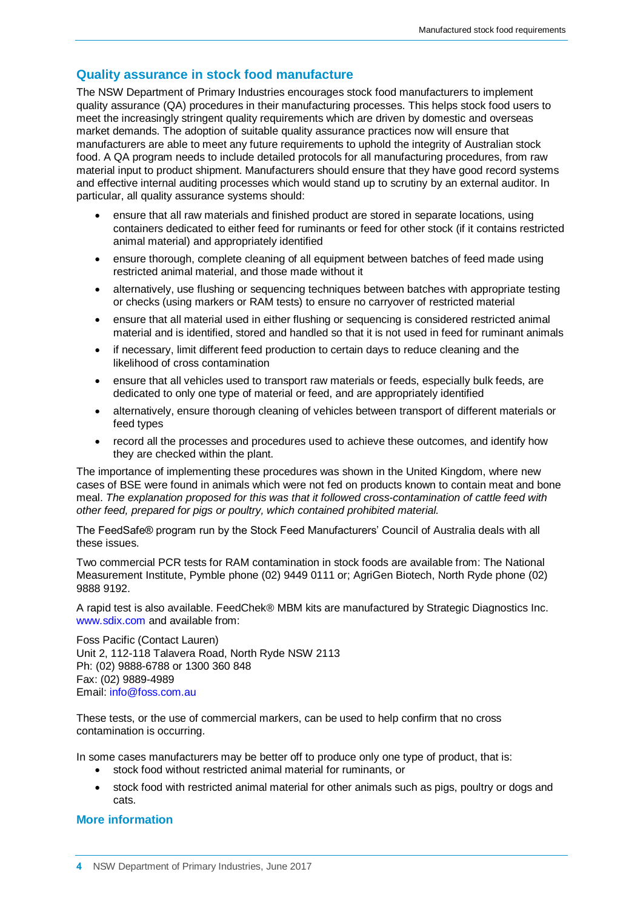## Quality assurance in stock food manufacture

The NSW Department of Primary Industries encourages stock food manufacturers to implement quality assurance (QA) procedures in their manufacturing processes. This helps stock food users to meet the increasingly stringent quality requirements which are driven by domestic and overseas market demands. The adoption of suitable quality assurance practices now will ensure that manufacturers are able to meet any future requirements to uphold the integrity of Australian stock food. A QA program needs to include detailed protocols for all manufacturing procedures, from raw material input to product shipment. Manufacturers should ensure that they have good record systems and effective internal auditing processes which would stand up to scrutiny by an external auditor. In particular, all quality assurance systems should:

- ensure that all raw materials and finished product are stored in separate locations, using containers dedicated to either feed for ruminants or feed for other stock (if it contains restricted animal material) and appropriately identified
- ensure thorough, complete cleaning of all equipment between batches of feed made using restricted animal material, and those made without it
- alternatively, use flushing or sequencing techniques between batches with appropriate testing or checks (using markers or RAM tests) to ensure no carryover of restricted material
- ensure that all material used in either flushing or sequencing is considered restricted animal material and is identified, stored and handled so that it is not used in feed for ruminant animals
- if necessary, limit different feed production to certain days to reduce cleaning and the likelihood of cross contamination
- ensure that all vehicles used to transport raw materials or feeds, especially bulk feeds, are dedicated to only one type of material or feed, and are appropriately identified
- alternatively, ensure thorough cleaning of vehicles between transport of different materials or feed types
- record all the processes and procedures used to achieve these outcomes, and identify how they are checked within the plant.

The importance of implementing these procedures was shown in the United Kingdom, where new cases of BSE were found in animals which were not fed on products known to contain meat and bone meal. *The explanation proposed for this was that it followed cross-contamination of cattle feed with other feed, prepared for pigs or poultry, which contained prohibited material.*

The FeedSafe® program run by the Stock Feed Manufacturers' Council of Australia deals with all these issues.

Two commercial PCR tests for RAM contamination in stock foods are available from: The National Measurement Institute, Pymble phone (02) 9449 0111 or; AgriGen Biotech, North Ryde phone (02) 9888 9192.

A rapid test is also available. FeedChek® MBM kits are manufactured by Strategic Diagnostics Inc. www.sdix.com and available from:

Foss Pacific (Contact Lauren)
Unit 2, 112-118 Talavera Road, North Ryde NSW 2113
Ph: (02) 9888-6788 or 1300 360 848
Fax: (02) 9889-4989
Email: info@foss.com.au

These tests, or the use of commercial markers, can be used to help confirm that no cross contamination is occurring.

In some cases manufacturers may be better off to produce only one type of product, that is:

- stock food without restricted animal material for ruminants, or
- stock food with restricted animal material for other animals such as pigs, poultry or dogs and cats.

## More information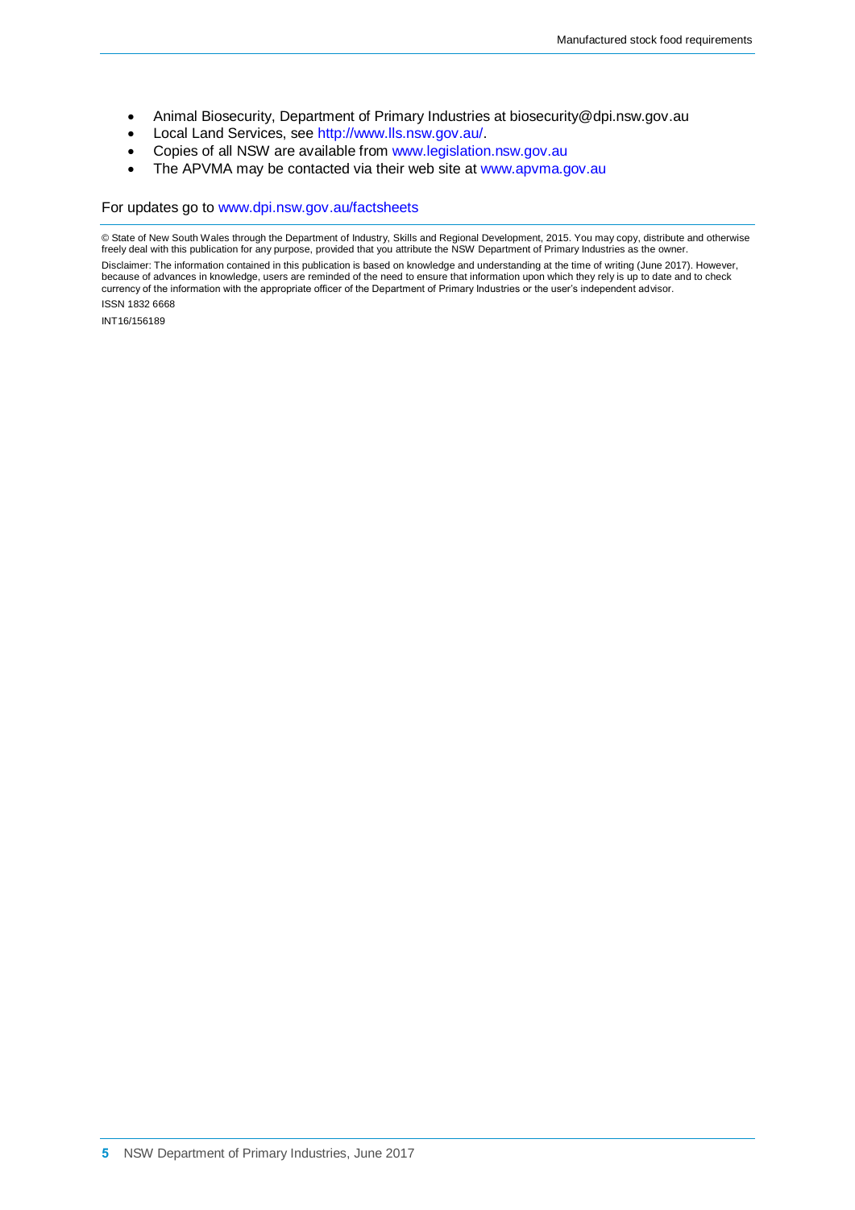- Animal Biosecurity, Department of Primary Industries at biosecurity@dpi.nsw.gov.au
- Local Land Services, see http://www.lls.nsw.gov.au/.
- Copies of all NSW are available from www.legislation.nsw.gov.au
- The APVMA may be contacted via their web site at www.apvma.gov.au

For updates go to www.dpi.nsw.gov.au/factsheets

© State of New South Wales through the Department of Industry, Skills and Regional Development, 2015. You may copy, distribute and otherwise freely deal with this publication for any purpose, provided that you attribute the NSW Department of Primary Industries as the owner.

Disclaimer: The information contained in this publication is based on knowledge and understanding at the time of writing (June 2017). However, because of advances in knowledge, users are reminded of the need to ensure that information upon which they rely is up to date and to check currency of the information with the appropriate officer of the Department of Primary Industries or the user's independent advisor.

ISSN 1832 6668

INT16/156189